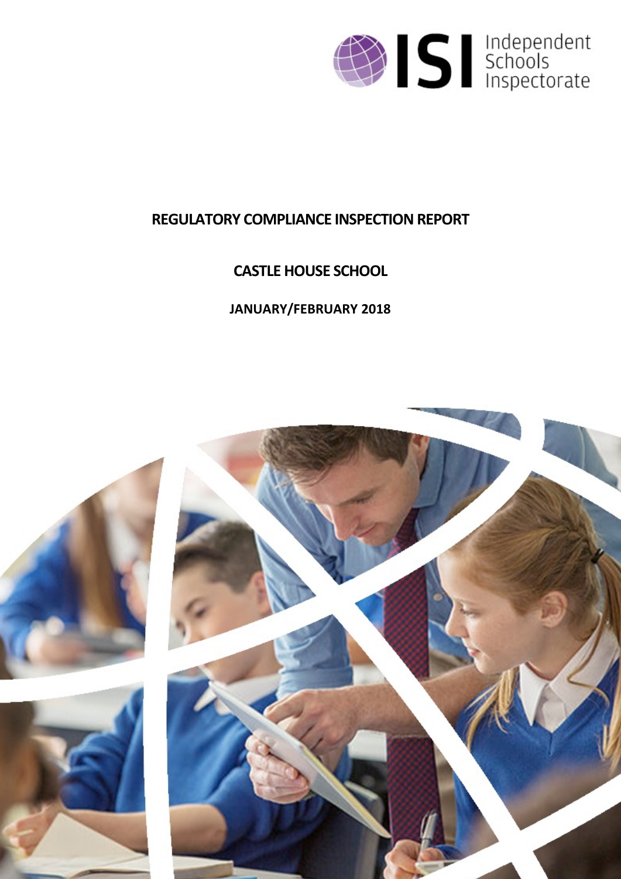# REGULATORY COMPLIANCE INSPECTION REPORT

## CASTLE HOUSE SCHOOL

### JANUARY/FEBRUARY 2018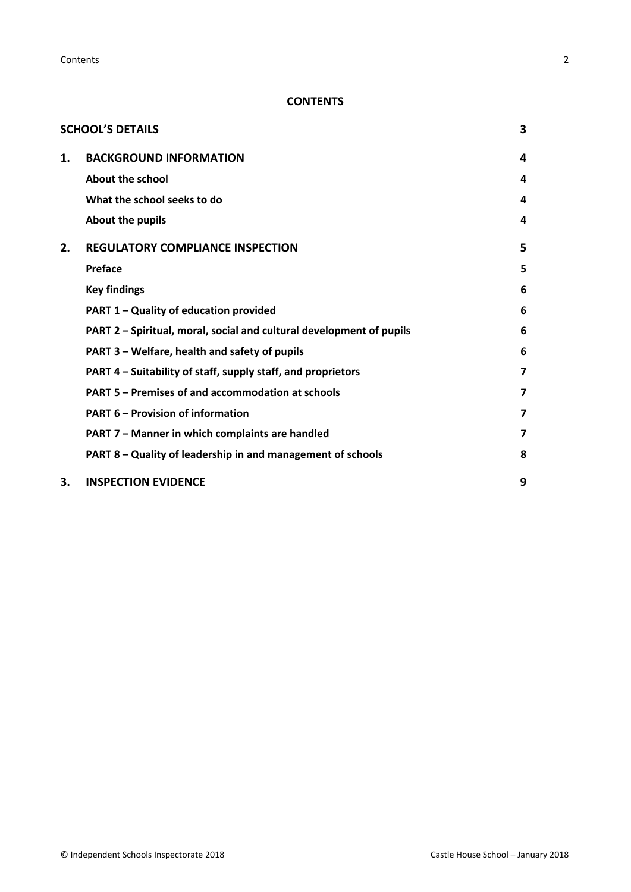**CONTENTS**

| | | |
|---|---|---|
| **SCHOOL'S DETAILS** | | **3** |
| **1.** | **BACKGROUND INFORMATION** | **4** |
| | **About the school** | **4** |
| | **What the school seeks to do** | **4** |
| | **About the pupils** | **4** |
| **2.** | **REGULATORY COMPLIANCE INSPECTION** | **5** |
| | **Preface** | **5** |
| | **Key findings** | **6** |
| | **PART 1 – Quality of education provided** | **6** |
| | **PART 2 – Spiritual, moral, social and cultural development of pupils** | **6** |
| | **PART 3 – Welfare, health and safety of pupils** | **6** |
| | **PART 4 – Suitability of staff, supply staff, and proprietors** | **7** |
| | **PART 5 – Premises of and accommodation at schools** | **7** |
| | **PART 6 – Provision of information** | **7** |
| | **PART 7 – Manner in which complaints are handled** | **7** |
| | **PART 8 – Quality of leadership in and management of schools** | **8** |
| **3.** | **INSPECTION EVIDENCE** | **9** |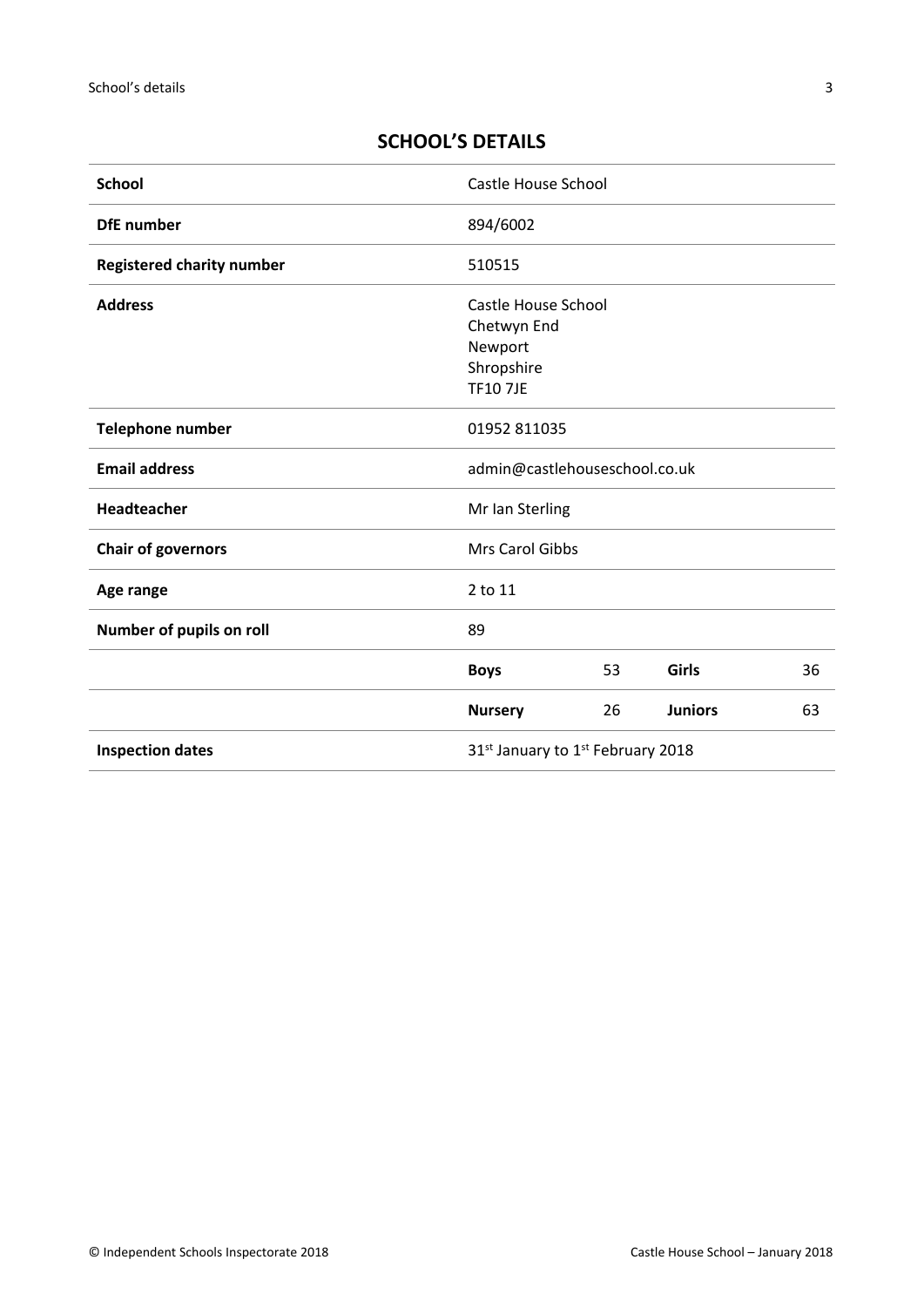## SCHOOL'S DETAILS

| School | Castle House School | | | |
|---|---|---|---|---|
| DfE number | 894/6002 | | | |
| Registered charity number | 510515 | | | |
| Address | Castle House School<br>Chetwyn End<br>Newport<br>Shropshire<br>TF10 7JE | | | |
| Telephone number | 01952 811035 | | | |
| Email address | admin@castlehouseschool.co.uk | | | |
| Headteacher | Mr Ian Sterling | | | |
| Chair of governors | Mrs Carol Gibbs | | | |
| Age range | 2 to 11 | | | |
| Number of pupils on roll | 89 | | | |
| | **Boys** | 53 | **Girls** | 36 |
| | **Nursery** | 26 | **Juniors** | 63 |
| Inspection dates | 31st January to 1st February 2018 | | | |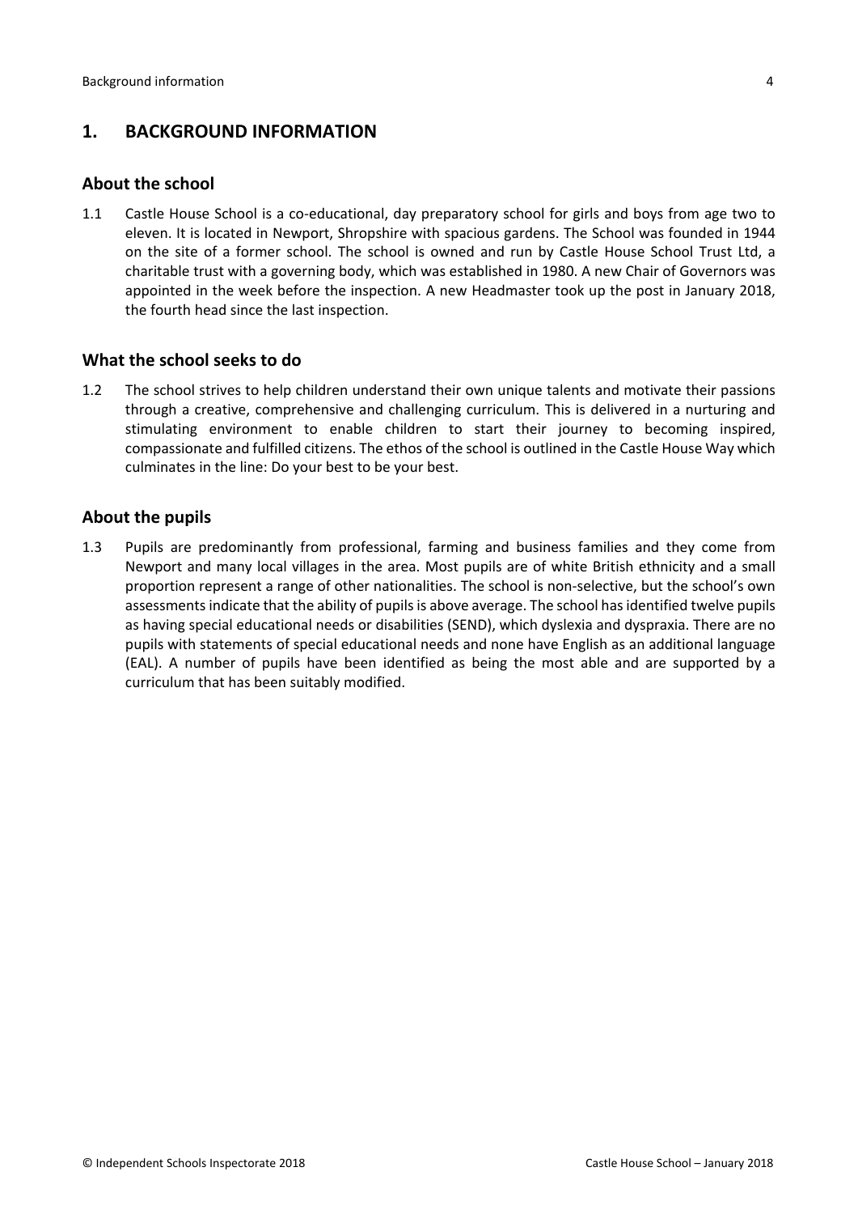## 1. BACKGROUND INFORMATION

### About the school

1.1 Castle House School is a co-educational, day preparatory school for girls and boys from age two to eleven. It is located in Newport, Shropshire with spacious gardens. The School was founded in 1944 on the site of a former school. The school is owned and run by Castle House School Trust Ltd, a charitable trust with a governing body, which was established in 1980. A new Chair of Governors was appointed in the week before the inspection. A new Headmaster took up the post in January 2018, the fourth head since the last inspection.

### What the school seeks to do

1.2 The school strives to help children understand their own unique talents and motivate their passions through a creative, comprehensive and challenging curriculum. This is delivered in a nurturing and stimulating environment to enable children to start their journey to becoming inspired, compassionate and fulfilled citizens. The ethos of the school is outlined in the Castle House Way which culminates in the line: Do your best to be your best.

### About the pupils

1.3 Pupils are predominantly from professional, farming and business families and they come from Newport and many local villages in the area. Most pupils are of white British ethnicity and a small proportion represent a range of other nationalities. The school is non-selective, but the school's own assessments indicate that the ability of pupils is above average. The school has identified twelve pupils as having special educational needs or disabilities (SEND), which dyslexia and dyspraxia. There are no pupils with statements of special educational needs and none have English as an additional language (EAL). A number of pupils have been identified as being the most able and are supported by a curriculum that has been suitably modified.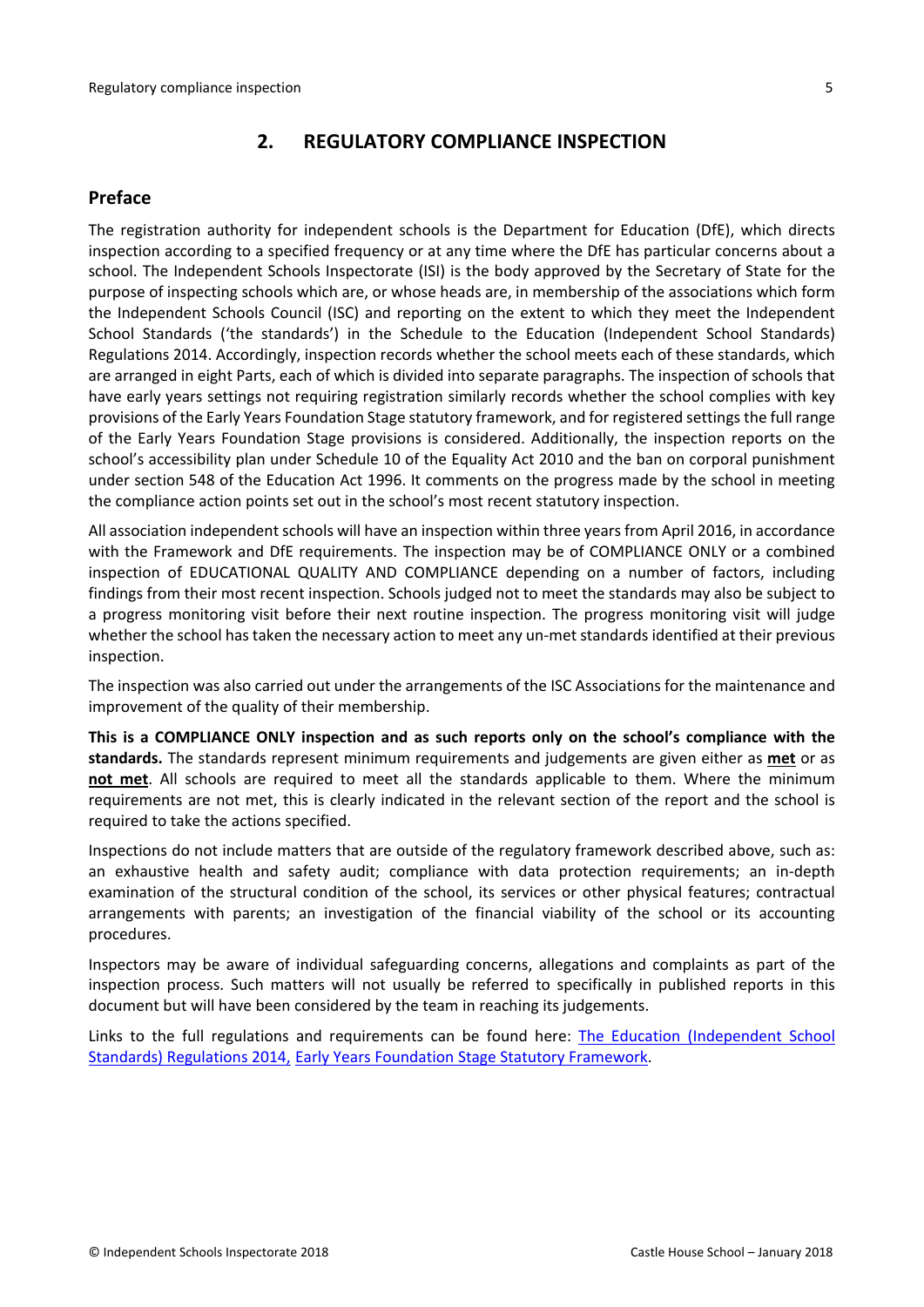## 2. REGULATORY COMPLIANCE INSPECTION

### Preface

The registration authority for independent schools is the Department for Education (DfE), which directs inspection according to a specified frequency or at any time where the DfE has particular concerns about a school. The Independent Schools Inspectorate (ISI) is the body approved by the Secretary of State for the purpose of inspecting schools which are, or whose heads are, in membership of the associations which form the Independent Schools Council (ISC) and reporting on the extent to which they meet the Independent School Standards ('the standards') in the Schedule to the Education (Independent School Standards) Regulations 2014. Accordingly, inspection records whether the school meets each of these standards, which are arranged in eight Parts, each of which is divided into separate paragraphs. The inspection of schools that have early years settings not requiring registration similarly records whether the school complies with key provisions of the Early Years Foundation Stage statutory framework, and for registered settings the full range of the Early Years Foundation Stage provisions is considered. Additionally, the inspection reports on the school's accessibility plan under Schedule 10 of the Equality Act 2010 and the ban on corporal punishment under section 548 of the Education Act 1996. It comments on the progress made by the school in meeting the compliance action points set out in the school's most recent statutory inspection.

All association independent schools will have an inspection within three years from April 2016, in accordance with the Framework and DfE requirements. The inspection may be of COMPLIANCE ONLY or a combined inspection of EDUCATIONAL QUALITY AND COMPLIANCE depending on a number of factors, including findings from their most recent inspection. Schools judged not to meet the standards may also be subject to a progress monitoring visit before their next routine inspection. The progress monitoring visit will judge whether the school has taken the necessary action to meet any un-met standards identified at their previous inspection.

The inspection was also carried out under the arrangements of the ISC Associations for the maintenance and improvement of the quality of their membership.

**This is a COMPLIANCE ONLY inspection and as such reports only on the school's compliance with the standards.** The standards represent minimum requirements and judgements are given either as **met** or as **not met**. All schools are required to meet all the standards applicable to them. Where the minimum requirements are not met, this is clearly indicated in the relevant section of the report and the school is required to take the actions specified.

Inspections do not include matters that are outside of the regulatory framework described above, such as: an exhaustive health and safety audit; compliance with data protection requirements; an in-depth examination of the structural condition of the school, its services or other physical features; contractual arrangements with parents; an investigation of the financial viability of the school or its accounting procedures.

Inspectors may be aware of individual safeguarding concerns, allegations and complaints as part of the inspection process. Such matters will not usually be referred to specifically in published reports in this document but will have been considered by the team in reaching its judgements.

Links to the full regulations and requirements can be found here: The Education (Independent School Standards) Regulations 2014, Early Years Foundation Stage Statutory Framework.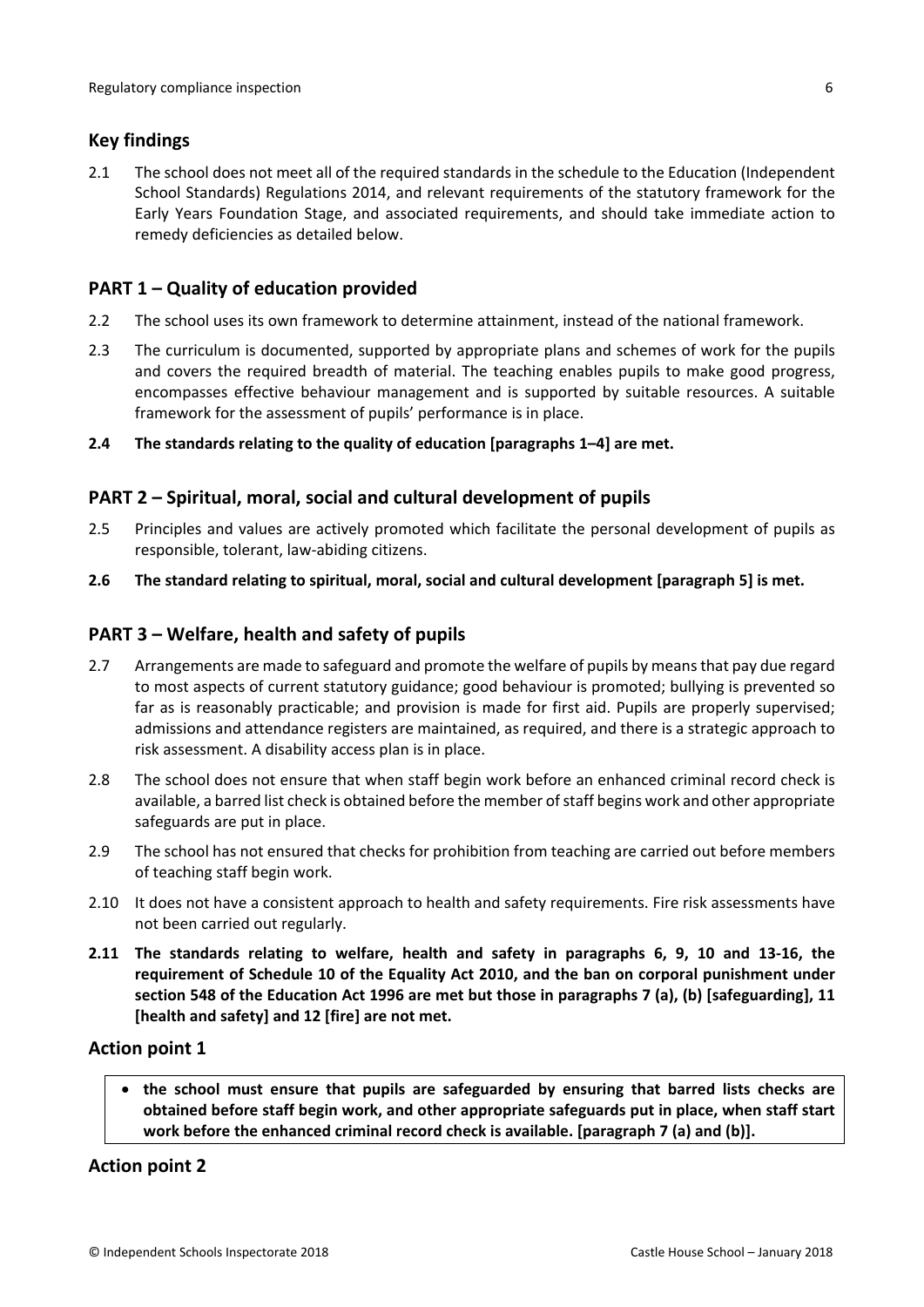## Key findings

2.1 The school does not meet all of the required standards in the schedule to the Education (Independent School Standards) Regulations 2014, and relevant requirements of the statutory framework for the Early Years Foundation Stage, and associated requirements, and should take immediate action to remedy deficiencies as detailed below.

## PART 1 – Quality of education provided

2.2 The school uses its own framework to determine attainment, instead of the national framework.

2.3 The curriculum is documented, supported by appropriate plans and schemes of work for the pupils and covers the required breadth of material. The teaching enables pupils to make good progress, encompasses effective behaviour management and is supported by suitable resources. A suitable framework for the assessment of pupils' performance is in place.

**2.4 The standards relating to the quality of education [paragraphs 1–4] are met.**

## PART 2 – Spiritual, moral, social and cultural development of pupils

2.5 Principles and values are actively promoted which facilitate the personal development of pupils as responsible, tolerant, law-abiding citizens.

**2.6 The standard relating to spiritual, moral, social and cultural development [paragraph 5] is met.**

## PART 3 – Welfare, health and safety of pupils

2.7 Arrangements are made to safeguard and promote the welfare of pupils by means that pay due regard to most aspects of current statutory guidance; good behaviour is promoted; bullying is prevented so far as is reasonably practicable; and provision is made for first aid. Pupils are properly supervised; admissions and attendance registers are maintained, as required, and there is a strategic approach to risk assessment. A disability access plan is in place.

2.8 The school does not ensure that when staff begin work before an enhanced criminal record check is available, a barred list check is obtained before the member of staff begins work and other appropriate safeguards are put in place.

2.9 The school has not ensured that checks for prohibition from teaching are carried out before members of teaching staff begin work.

2.10 It does not have a consistent approach to health and safety requirements. Fire risk assessments have not been carried out regularly.

**2.11 The standards relating to welfare, health and safety in paragraphs 6, 9, 10 and 13-16, the requirement of Schedule 10 of the Equality Act 2010, and the ban on corporal punishment under section 548 of the Education Act 1996 are met but those in paragraphs 7 (a), (b) [safeguarding], 11 [health and safety] and 12 [fire] are not met.**

### Action point 1

- **the school must ensure that pupils are safeguarded by ensuring that barred lists checks are obtained before staff begin work, and other appropriate safeguards put in place, when staff start work before the enhanced criminal record check is available. [paragraph 7 (a) and (b)].**

### Action point 2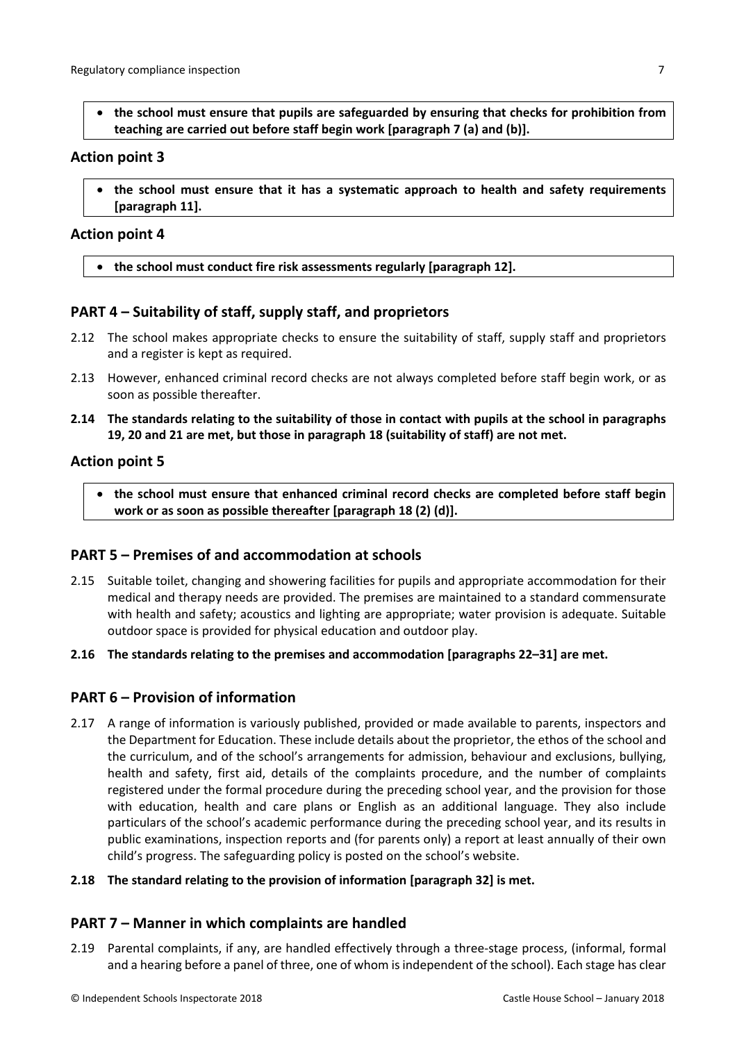- **the school must ensure that pupils are safeguarded by ensuring that checks for prohibition from teaching are carried out before staff begin work [paragraph 7 (a) and (b)].**

### Action point 3

- **the school must ensure that it has a systematic approach to health and safety requirements [paragraph 11].**

### Action point 4

- **the school must conduct fire risk assessments regularly [paragraph 12].**

## PART 4 – Suitability of staff, supply staff, and proprietors

2.12 The school makes appropriate checks to ensure the suitability of staff, supply staff and proprietors and a register is kept as required.

2.13 However, enhanced criminal record checks are not always completed before staff begin work, or as soon as possible thereafter.

**2.14 The standards relating to the suitability of those in contact with pupils at the school in paragraphs 19, 20 and 21 are met, but those in paragraph 18 (suitability of staff) are not met.**

### Action point 5

- **the school must ensure that enhanced criminal record checks are completed before staff begin work or as soon as possible thereafter [paragraph 18 (2) (d)].**

## PART 5 – Premises of and accommodation at schools

2.15 Suitable toilet, changing and showering facilities for pupils and appropriate accommodation for their medical and therapy needs are provided. The premises are maintained to a standard commensurate with health and safety; acoustics and lighting are appropriate; water provision is adequate. Suitable outdoor space is provided for physical education and outdoor play.

**2.16 The standards relating to the premises and accommodation [paragraphs 22–31] are met.**

## PART 6 – Provision of information

2.17 A range of information is variously published, provided or made available to parents, inspectors and the Department for Education. These include details about the proprietor, the ethos of the school and the curriculum, and of the school's arrangements for admission, behaviour and exclusions, bullying, health and safety, first aid, details of the complaints procedure, and the number of complaints registered under the formal procedure during the preceding school year, and the provision for those with education, health and care plans or English as an additional language. They also include particulars of the school's academic performance during the preceding school year, and its results in public examinations, inspection reports and (for parents only) a report at least annually of their own child's progress. The safeguarding policy is posted on the school's website.

**2.18 The standard relating to the provision of information [paragraph 32] is met.**

## PART 7 – Manner in which complaints are handled

2.19 Parental complaints, if any, are handled effectively through a three-stage process, (informal, formal and a hearing before a panel of three, one of whom is independent of the school). Each stage has clear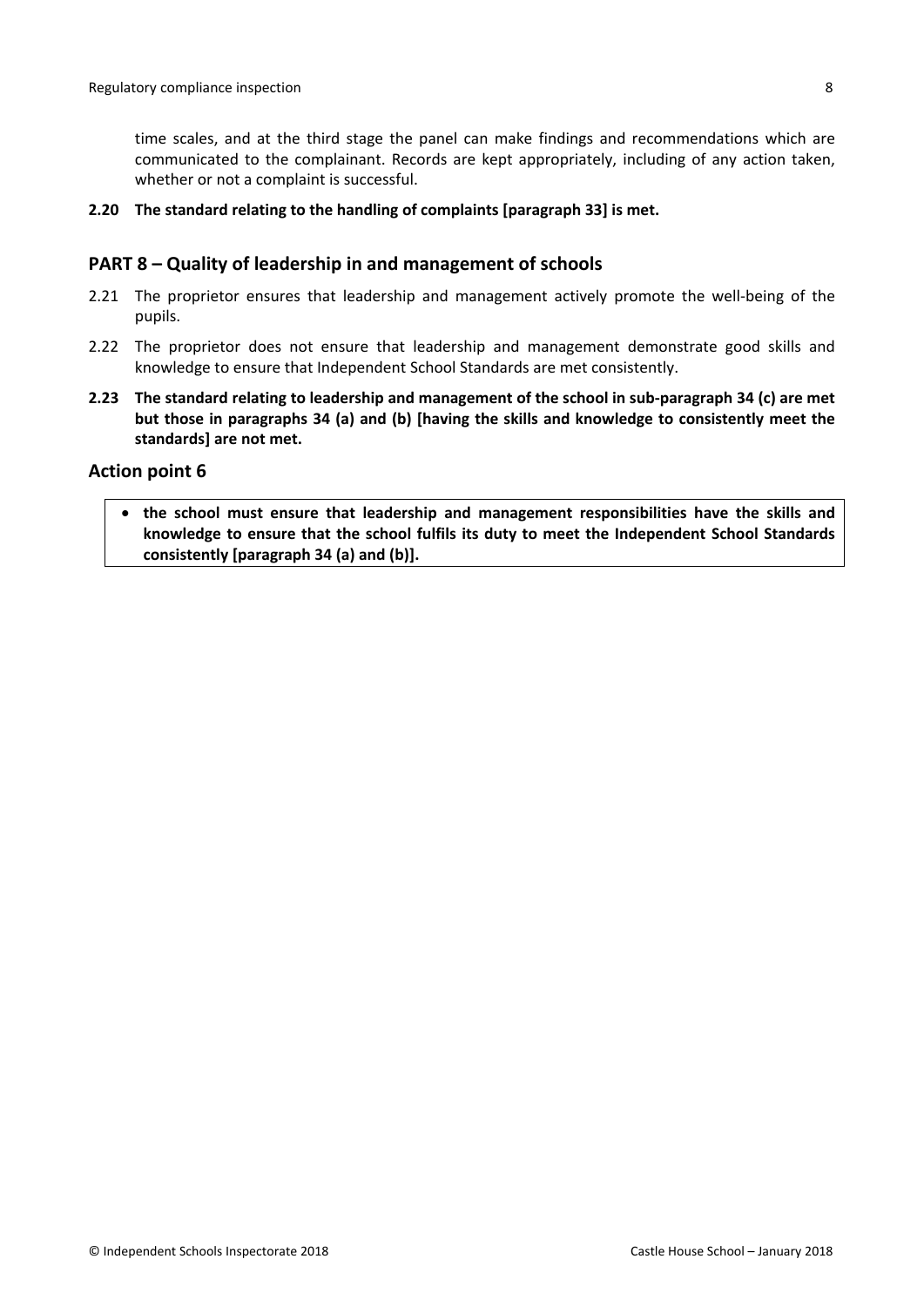time scales, and at the third stage the panel can make findings and recommendations which are communicated to the complainant. Records are kept appropriately, including of any action taken, whether or not a complaint is successful.

**2.20 The standard relating to the handling of complaints [paragraph 33] is met.**

## PART 8 – Quality of leadership in and management of schools

2.21 The proprietor ensures that leadership and management actively promote the well-being of the pupils.

2.22 The proprietor does not ensure that leadership and management demonstrate good skills and knowledge to ensure that Independent School Standards are met consistently.

**2.23 The standard relating to leadership and management of the school in sub-paragraph 34 (c) are met but those in paragraphs 34 (a) and (b) [having the skills and knowledge to consistently meet the standards] are not met.**

### Action point 6

- **the school must ensure that leadership and management responsibilities have the skills and knowledge to ensure that the school fulfils its duty to meet the Independent School Standards consistently [paragraph 34 (a) and (b)].**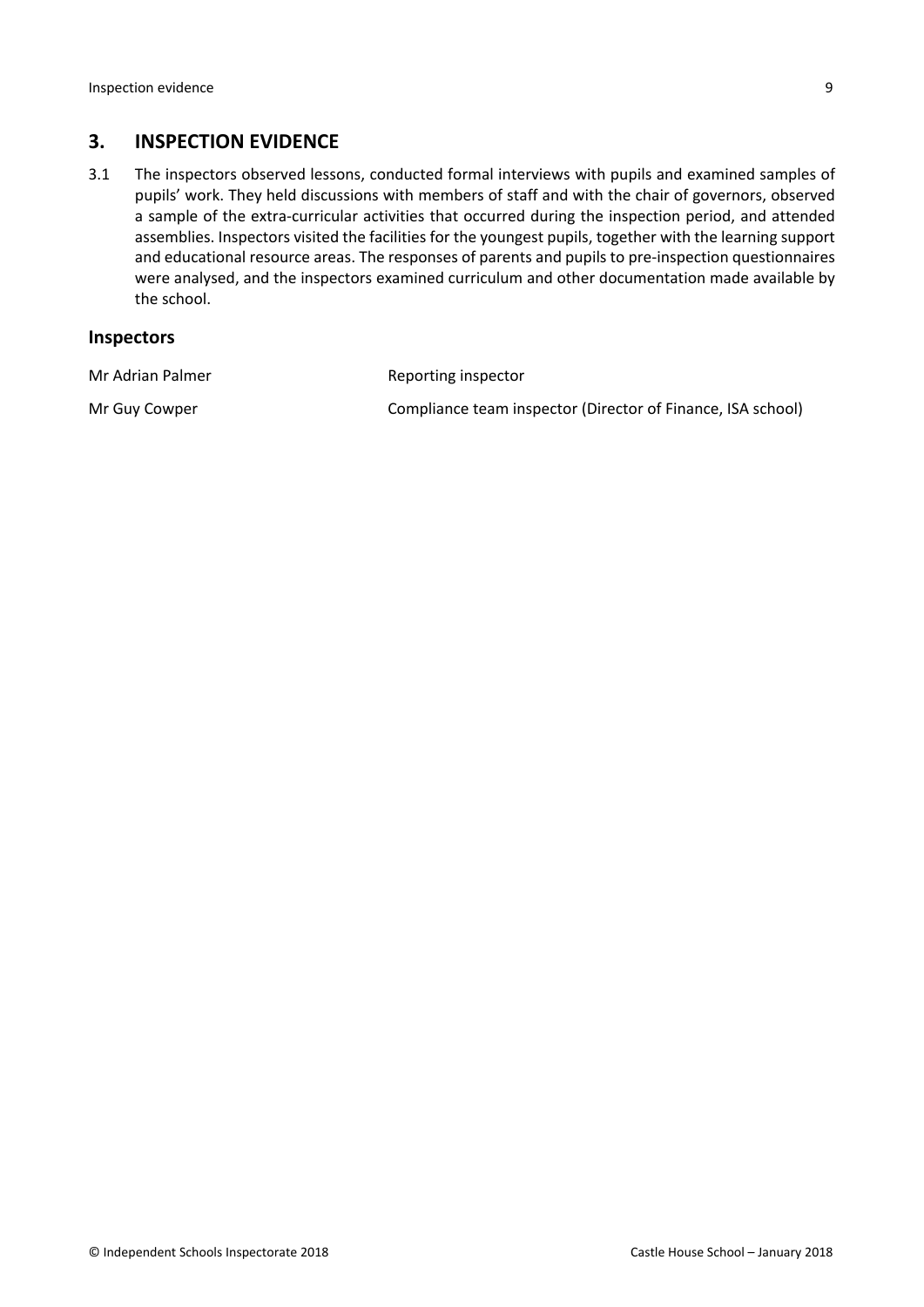## 3. INSPECTION EVIDENCE

3.1 The inspectors observed lessons, conducted formal interviews with pupils and examined samples of pupils' work. They held discussions with members of staff and with the chair of governors, observed a sample of the extra-curricular activities that occurred during the inspection period, and attended assemblies. Inspectors visited the facilities for the youngest pupils, together with the learning support and educational resource areas. The responses of parents and pupils to pre-inspection questionnaires were analysed, and the inspectors examined curriculum and other documentation made available by the school.

### Inspectors

| | |
|---|---|
| Mr Adrian Palmer | Reporting inspector |
| Mr Guy Cowper | Compliance team inspector (Director of Finance, ISA school) |